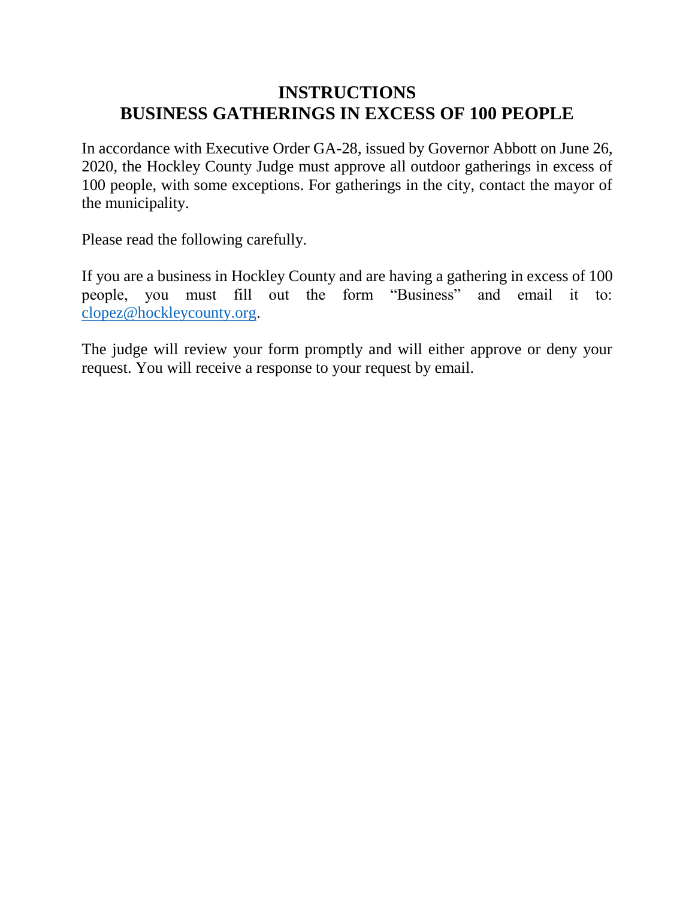# INSTRUCTIONS
# BUSINESS GATHERINGS IN EXCESS OF 100 PEOPLE

In accordance with Executive Order GA-28, issued by Governor Abbott on June 26, 2020, the Hockley County Judge must approve all outdoor gatherings in excess of 100 people, with some exceptions. For gatherings in the city, contact the mayor of the municipality.

Please read the following carefully.

If you are a business in Hockley County and are having a gathering in excess of 100 people, you must fill out the form "Business" and email it to: [clopez@hockleycounty.org](mailto:clopez@hockleycounty.org).

The judge will review your form promptly and will either approve or deny your request. You will receive a response to your request by email.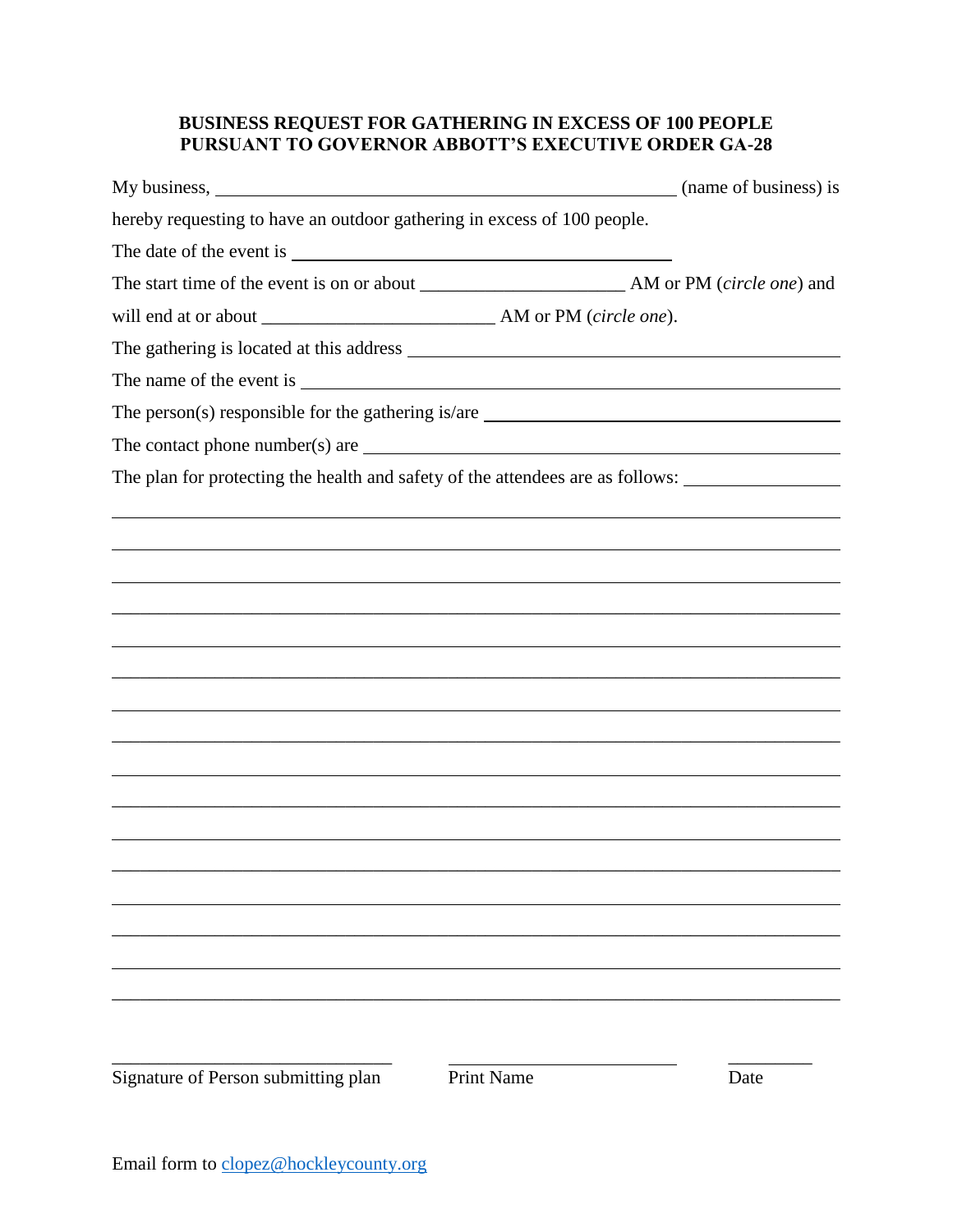**BUSINESS REQUEST FOR GATHERING IN EXCESS OF 100 PEOPLE PURSUANT TO GOVERNOR ABBOTT'S EXECUTIVE ORDER GA-28**

My business, ______________________________________________ (name of business) is hereby requesting to have an outdoor gathering in excess of 100 people.

The date of the event is ______________________________________

The start time of the event is on or about ______________________ AM or PM (*circle one*) and will end at or about _________________________ AM or PM (*circle one*).

The gathering is located at this address ________________________________________

The name of the event is ______________________________________________

The person(s) responsible for the gathering is/are ______________________________

The contact phone number(s) are ____________________________________________

The plan for protecting the health and safety of the attendees are as follows: ______________

________________________________________________________________________________

________________________________________________________________________________

________________________________________________________________________________

________________________________________________________________________________

________________________________________________________________________________

________________________________________________________________________________

________________________________________________________________________________

________________________________________________________________________________

________________________________________________________________________________

________________________________________________________________________________

________________________________________________________________________________

________________________________________________________________________________

________________________________________________________________________________

________________________________________________________________________________

________________________________________________________________________________

________________________________________________________________________________

| | | |
|---|---|---|
| ______________________________ | ________________________ | _________ |
| Signature of Person submitting plan | Print Name | Date |

Email form to clopez@hockleycounty.org